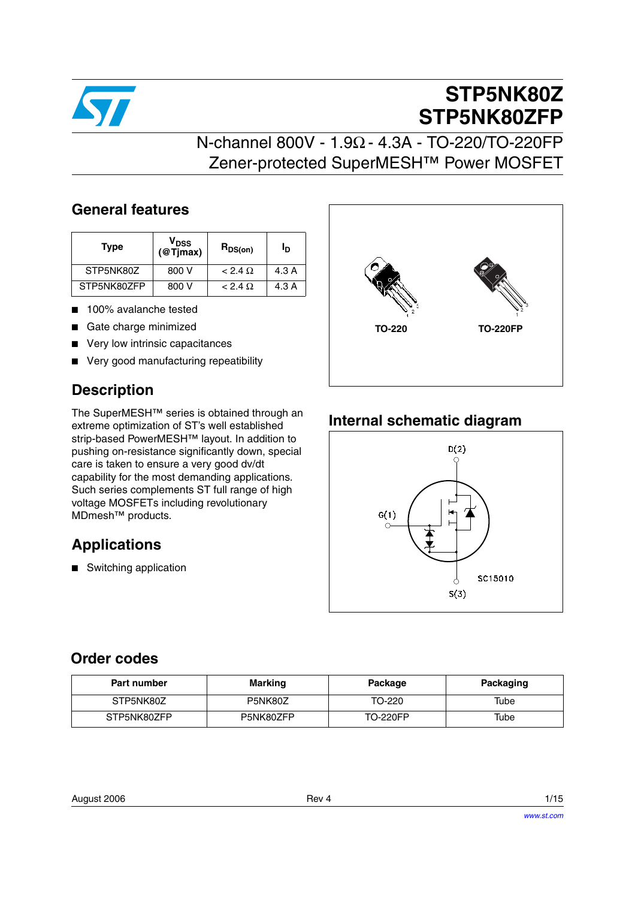# STP5NK80Z
# STP5NK80ZFP

## N-channel 800V - 1.9Ω - 4.3A - TO-220/TO-220FP Zener-protected SuperMESH™ Power MOSFET

## General features

| Type | $V_{DSS}$ (@Tjmax) | $R_{DS(on)}$ | $I_D$ |
|---|---|---|---|
| STP5NK80Z | 800 V | < 2.4 Ω | 4.3 A |
| STP5NK80ZFP | 800 V | < 2.4 Ω | 4.3 A |

- 100% avalanche tested
- Gate charge minimized
- Very low intrinsic capacitances
- Very good manufacturing repeatibility

TO-220 TO-220FP

## Description

The SuperMESH™ series is obtained through an extreme optimization of ST's well established strip-based PowerMESH™ layout. In addition to pushing on-resistance significantly down, special care is taken to ensure a very good dv/dt capability for the most demanding applications. Such series complements ST full range of high voltage MOSFETs including revolutionary MDmesh™ products.

## Applications

- Switching application

## Internal schematic diagram

D(2)

G(1)

S(3)

SC15010

## Order codes

| Part number | Marking | Package | Packaging |
|---|---|---|---|
| STP5NK80Z | P5NK80Z | TO-220 | Tube |
| STP5NK80ZFP | P5NK80ZFP | TO-220FP | Tube |

August 2006 Rev 4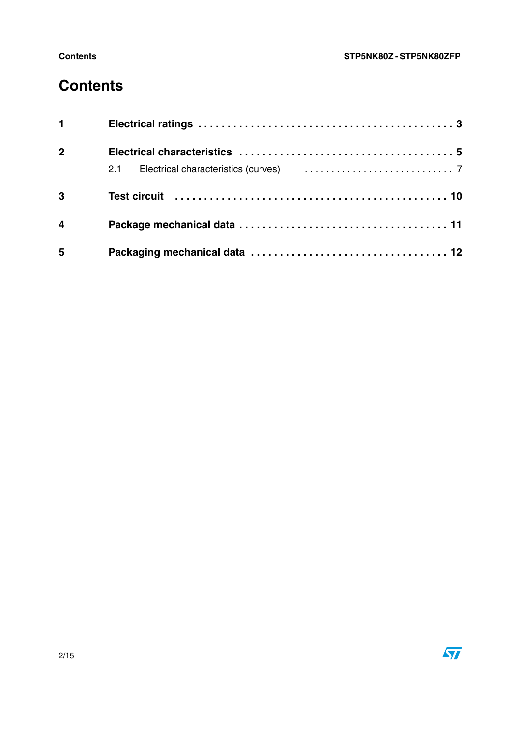# Contents

1 **Electrical ratings** . . . . . . . . . . . . . . . . . . . . . . . . . . . . . . . . . . . . . . . . . . . 3

2 **Electrical characteristics** . . . . . . . . . . . . . . . . . . . . . . . . . . . . . . . . . . . . 5

2.1 Electrical characteristics (curves) . . . . . . . . . . . . . . . . . . . . . . . . . . . . 7

3 **Test circuit** . . . . . . . . . . . . . . . . . . . . . . . . . . . . . . . . . . . . . . . . . . . . . 10

4 **Package mechanical data** . . . . . . . . . . . . . . . . . . . . . . . . . . . . . . . . . 11

5 **Packaging mechanical data** . . . . . . . . . . . . . . . . . . . . . . . . . . . . . . . . 12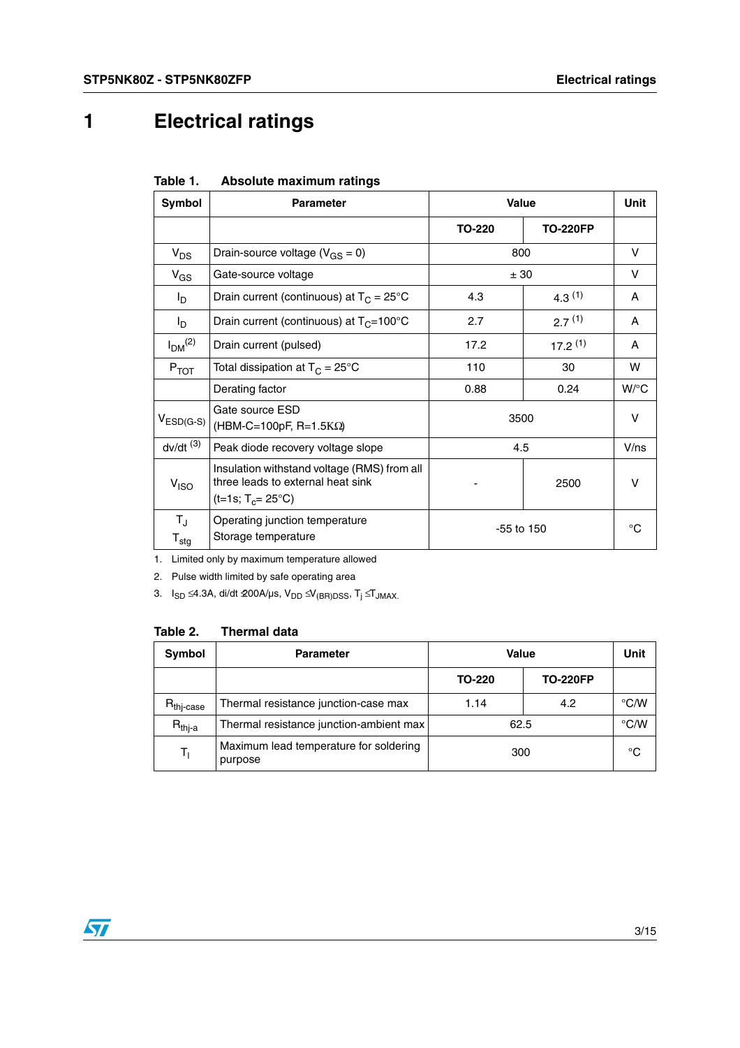# 1 Electrical ratings

**Table 1. Absolute maximum ratings**

| Symbol | Parameter | Value | | Unit |
|---|---|---|---|---|
| | | TO-220 | TO-220FP | |
| $V_{DS}$ | Drain-source voltage ($V_{GS}$ = 0) | 800 | | V |
| $V_{GS}$ | Gate-source voltage | ± 30 | | V |
| $I_D$ | Drain current (continuous) at $T_C$ = 25°C | 4.3 | 4.3 (1) | A |
| $I_D$ | Drain current (continuous) at $T_C$=100°C | 2.7 | 2.7 (1) | A |
| $I_{DM}$ (2) | Drain current (pulsed) | 17.2 | 17.2 (1) | A |
| $P_{TOT}$ | Total dissipation at $T_C$ = 25°C | 110 | 30 | W |
| | Derating factor | 0.88 | 0.24 | W/°C |
| $V_{ESD(G-S)}$ | Gate source ESD (HBM-C=100pF, R=1.5KΩ) | 3500 | | V |
| dv/dt (3) | Peak diode recovery voltage slope | 4.5 | | V/ns |
| $V_{ISO}$ | Insulation withstand voltage (RMS) from all three leads to external heat sink (t=1s; $T_c$= 25°C) | - | 2500 | V |
| $T_J$<br>$T_{stg}$ | Operating junction temperature<br>Storage temperature | -55 to 150 | | °C |

1. Limited only by maximum temperature allowed
2. Pulse width limited by safe operating area
3. $I_{SD}$ ≤4.3A, di/dt ≤200A/µs, $V_{DD}$ ≤$V_{(BR)DSS}$, $T_j$ ≤$T_{JMAX}$.

**Table 2. Thermal data**

| Symbol | Parameter | Value | | Unit |
|---|---|---|---|---|
| | | TO-220 | TO-220FP | |
| $R_{thj-case}$ | Thermal resistance junction-case max | 1.14 | 4.2 | °C/W |
| $R_{thj-a}$ | Thermal resistance junction-ambient max | 62.5 | | °C/W |
| $T_l$ | Maximum lead temperature for soldering purpose | 300 | | °C |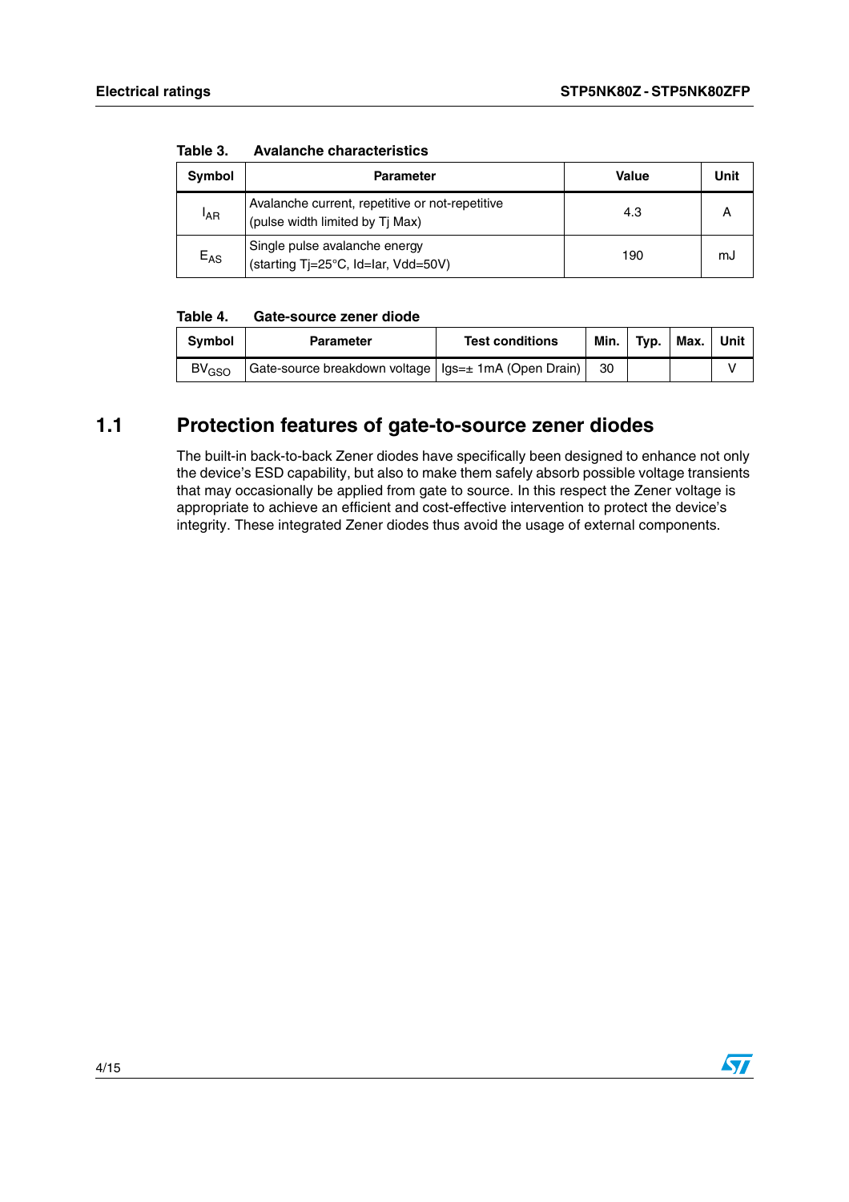Table 3. Avalanche characteristics

| Symbol | Parameter | Value | Unit |
|---|---|---|---|
| $I_{AR}$ | Avalanche current, repetitive or not-repetitive (pulse width limited by Tj Max) | 4.3 | A |
| $E_{AS}$ | Single pulse avalanche energy (starting Tj=25°C, Id=Iar, Vdd=50V) | 190 | mJ |

Table 4. Gate-source zener diode

| Symbol | Parameter | Test conditions | Min. | Typ. | Max. | Unit |
|---|---|---|---|---|---|---|
| $BV_{GSO}$ | Gate-source breakdown voltage | Igs=± 1mA (Open Drain) | 30 | | | V |

## 1.1 Protection features of gate-to-source zener diodes

The built-in back-to-back Zener diodes have specifically been designed to enhance not only the device's ESD capability, but also to make them safely absorb possible voltage transients that may occasionally be applied from gate to source. In this respect the Zener voltage is appropriate to achieve an efficient and cost-effective intervention to protect the device's integrity. These integrated Zener diodes thus avoid the usage of external components.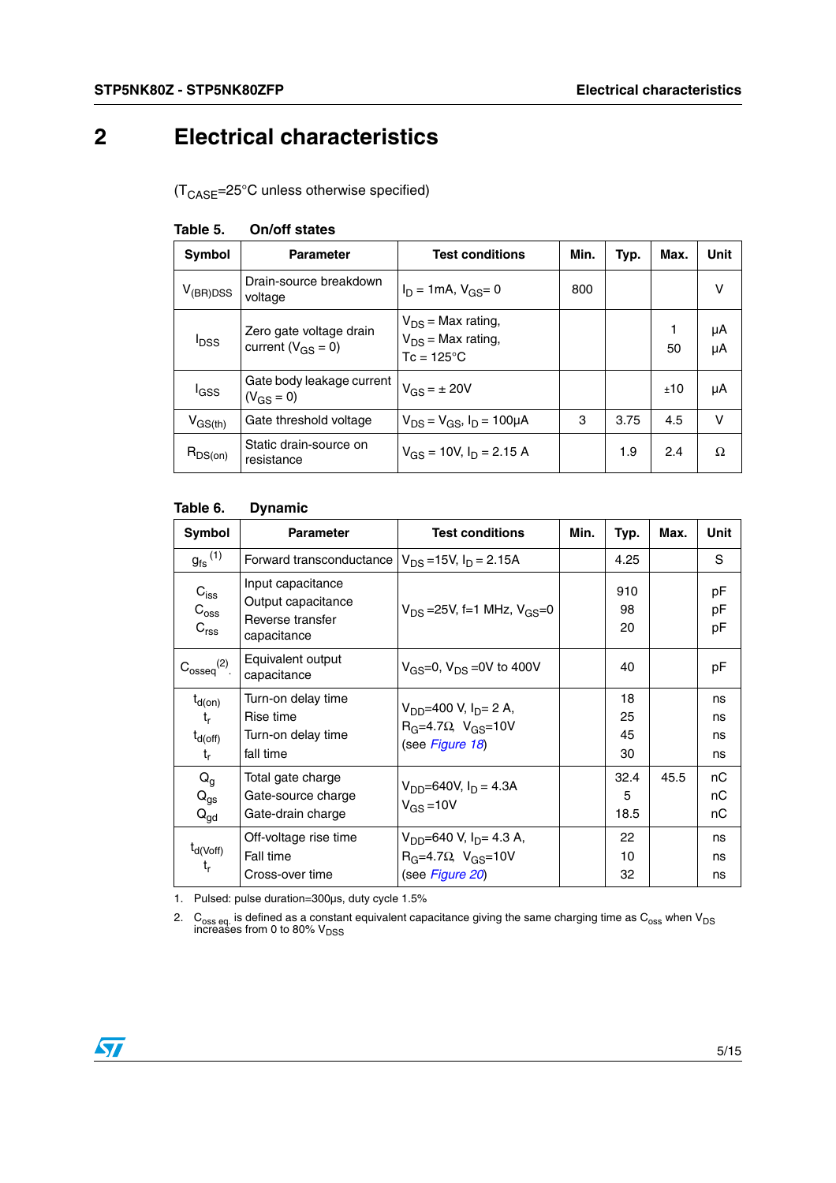# 2 Electrical characteristics

($T_{CASE}$=25°C unless otherwise specified)

**Table 5. On/off states**

| Symbol | Parameter | Test conditions | Min. | Typ. | Max. | Unit |
|---|---|---|---|---|---|---|
| $V_{(BR)DSS}$ | Drain-source breakdown voltage | $I_D$ = 1mA, $V_{GS}$= 0 | 800 | | | V |
| $I_{DSS}$ | Zero gate voltage drain current ($V_{GS}$ = 0) | $V_{DS}$ = Max rating,<br>$V_{DS}$ = Max rating, Tc = 125°C | | | 1<br>50 | µA<br>µA |
| $I_{GSS}$ | Gate body leakage current ($V_{GS}$ = 0) | $V_{GS}$ = ± 20V | | | ±10 | µA |
| $V_{GS(th)}$ | Gate threshold voltage | $V_{DS}$ = $V_{GS}$, $I_D$ = 100µA | 3 | 3.75 | 4.5 | V |
| $R_{DS(on)}$ | Static drain-source on resistance | $V_{GS}$ = 10V, $I_D$ = 2.15 A | | 1.9 | 2.4 | Ω |

**Table 6. Dynamic**

| Symbol | Parameter | Test conditions | Min. | Typ. | Max. | Unit |
|---|---|---|---|---|---|---|
| $g_{fs}$ (1) | Forward transconductance | $V_{DS}$ =15V, $I_D$ = 2.15A | | 4.25 | | S |
| $C_{iss}$<br>$C_{oss}$<br>$C_{rss}$ | Input capacitance<br>Output capacitance<br>Reverse transfer capacitance | $V_{DS}$ =25V, f=1 MHz, $V_{GS}$=0 | | 910<br>98<br>20 | | pF<br>pF<br>pF |
| $C_{osseq}$ (2). | Equivalent output capacitance | $V_{GS}$=0, $V_{DS}$ =0V to 400V | | 40 | | pF |
| $t_{d(on)}$<br>$t_r$<br>$t_{d(off)}$<br>$t_r$ | Turn-on delay time<br>Rise time<br>Turn-on delay time<br>fall time | $V_{DD}$=400 V, $I_D$= 2 A, $R_G$=4.7Ω $V_{GS}$=10V (see *Figure 18*) | | 18<br>25<br>45<br>30 | | ns<br>ns<br>ns<br>ns |
| $Q_g$<br>$Q_{gs}$<br>$Q_{gd}$ | Total gate charge<br>Gate-source charge<br>Gate-drain charge | $V_{DD}$=640V, $I_D$ = 4.3A $V_{GS}$ =10V | | 32.4<br>5<br>18.5 | 45.5 | nC<br>nC<br>nC |
| $t_{d(Voff)}$<br>$t_r$ | Off-voltage rise time<br>Fall time<br>Cross-over time | $V_{DD}$=640 V, $I_D$= 4.3 A, $R_G$=4.7Ω $V_{GS}$=10V (see *Figure 20*) | | 22<br>10<br>32 | | ns<br>ns<br>ns |

1. Pulsed: pulse duration=300µs, duty cycle 1.5%
2. $C_{oss\ eq.}$ is defined as a constant equivalent capacitance giving the same charging time as $C_{oss}$ when $V_{DS}$ increases from 0 to 80% $V_{DSS}$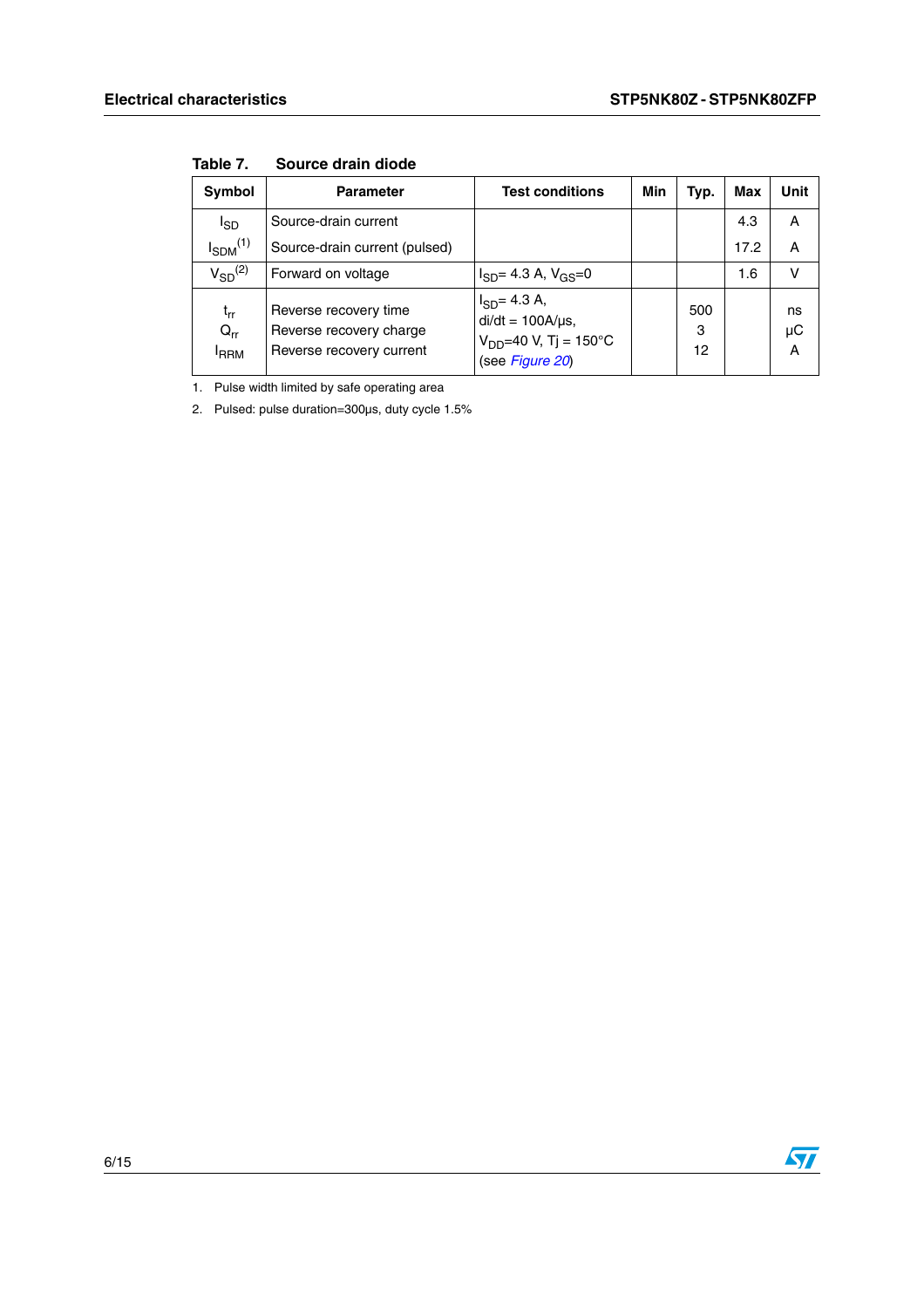**Table 7. Source drain diode**

| Symbol | Parameter | Test conditions | Min | Typ. | Max | Unit |
|---|---|---|---|---|---|---|
| $I_{SD}$ | Source-drain current | | | | 4.3 | A |
| $I_{SDM}$[1] | Source-drain current (pulsed) | | | | 17.2 | A |
| $V_{SD}$[2] | Forward on voltage | $I_{SD}$= 4.3 A, $V_{GS}$=0 | | | 1.6 | V |
| $t_{rr}$<br>$Q_{rr}$<br>$I_{RRM}$ | Reverse recovery time<br>Reverse recovery charge<br>Reverse recovery current | $I_{SD}$= 4.3 A,<br>di/dt = 100A/µs,<br>$V_{DD}$=40 V, Tj = 150°C<br>(see *Figure 20*) | | 500<br>3<br>12 | | ns<br>µC<br>A |

1. Pulse width limited by safe operating area
2. Pulsed: pulse duration=300µs, duty cycle 1.5%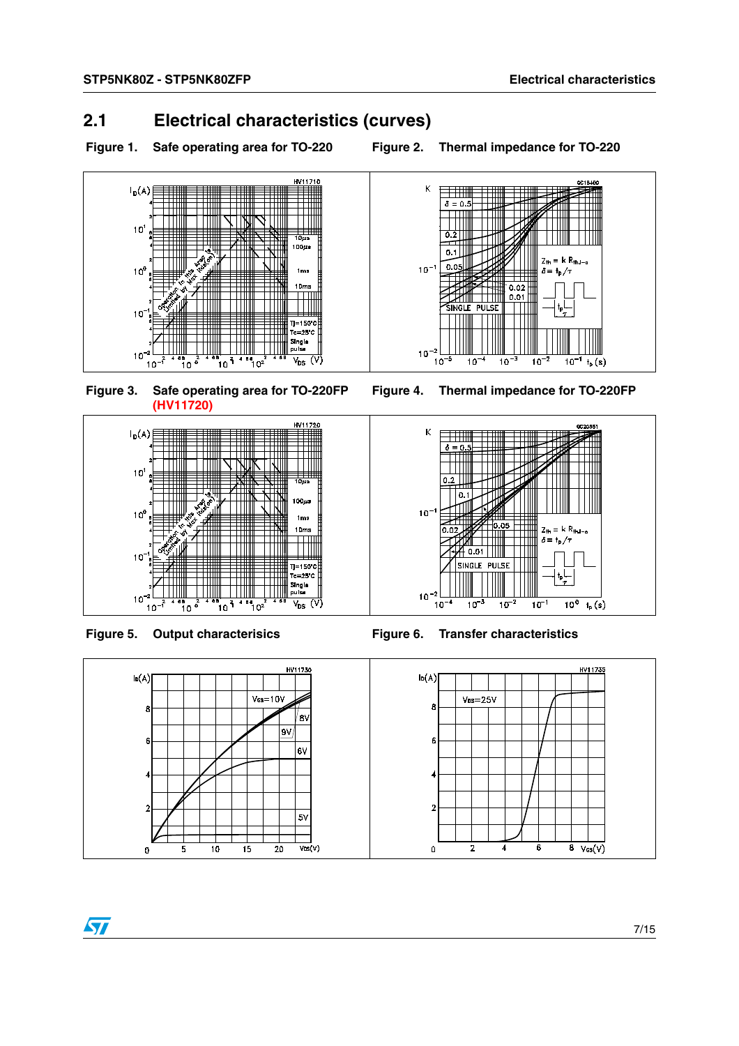## 2.1 Electrical characteristics (curves)

**Figure 1. Safe operating area for TO-220**

**Figure 2. Thermal impedance for TO-220**

**Figure 3. Safe operating area for TO-220FP (HV11720)**

**Figure 4. Thermal impedance for TO-220FP**

**Figure 5. Output characteristics**

**Figure 6. Transfer characteristics**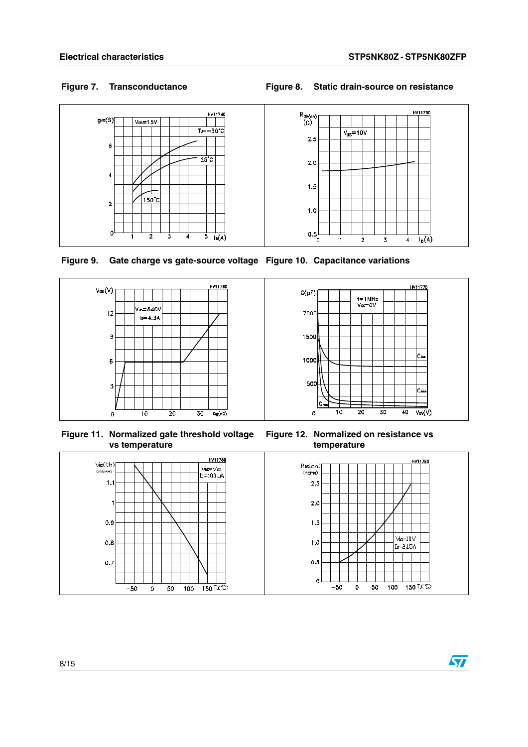Figure 7. Transconductance

Figure 8. Static drain-source on resistance

Figure 9. Gate charge vs gate-source voltage

Figure 10. Capacitance variations

Figure 11. Normalized gate threshold voltage vs temperature

Figure 12. Normalized on resistance vs temperature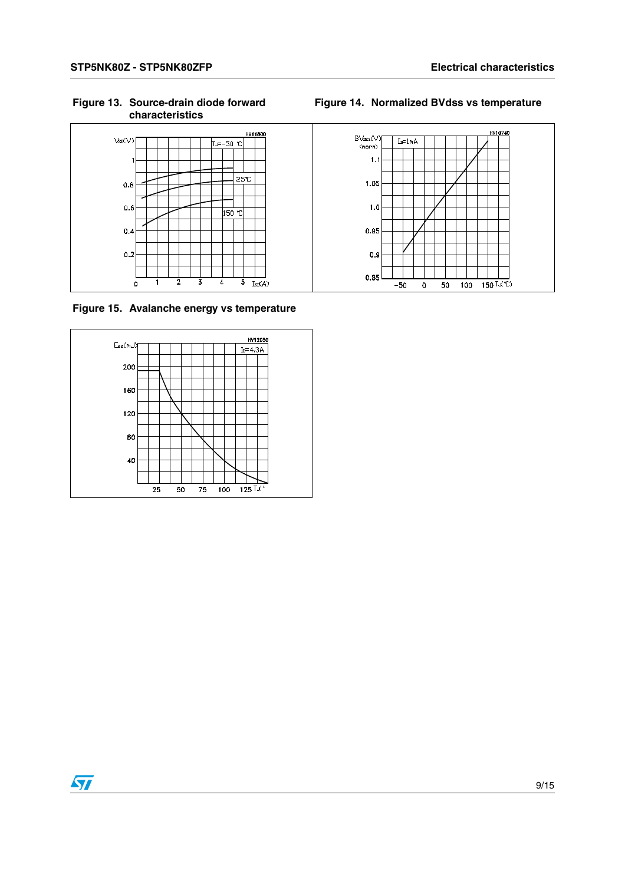Figure 13. Source-drain diode forward characteristics

Figure 14. Normalized BVdss vs temperature

Figure 15. Avalanche energy vs temperature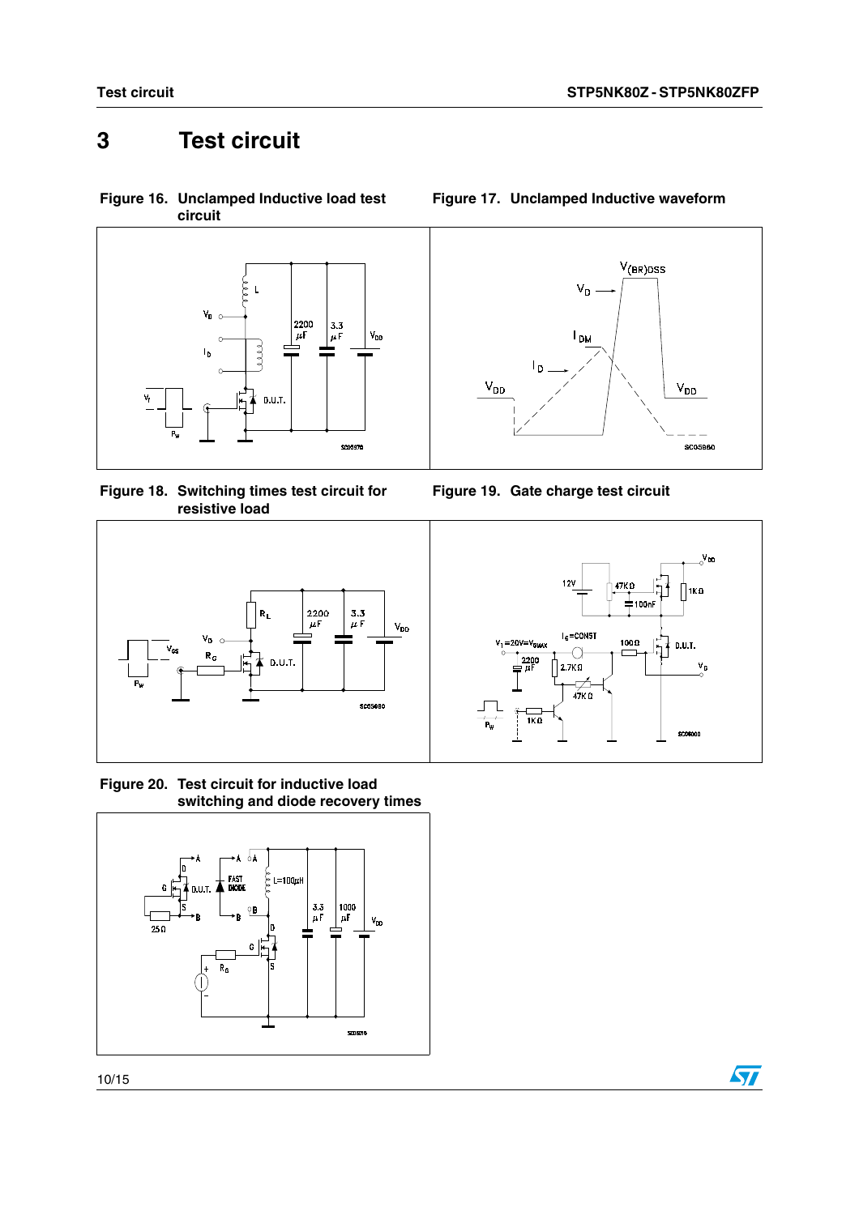# 3 Test circuit

**Figure 16. Unclamped Inductive load test circuit**

**Figure 17. Unclamped Inductive waveform**

**Figure 18. Switching times test circuit for resistive load**

**Figure 19. Gate charge test circuit**

**Figure 20. Test circuit for inductive load switching and diode recovery times**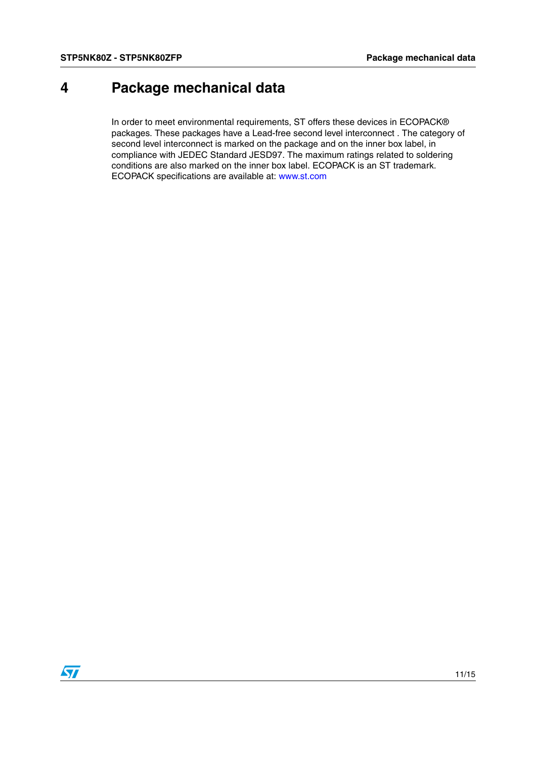# 4 Package mechanical data

In order to meet environmental requirements, ST offers these devices in ECOPACK® packages. These packages have a Lead-free second level interconnect . The category of second level interconnect is marked on the package and on the inner box label, in compliance with JEDEC Standard JESD97. The maximum ratings related to soldering conditions are also marked on the inner box label. ECOPACK is an ST trademark. ECOPACK specifications are available at: www.st.com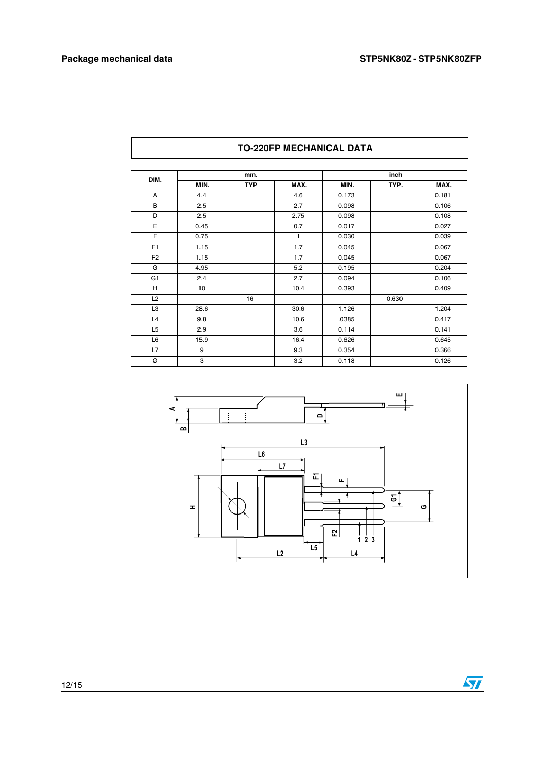## TO-220FP MECHANICAL DATA

| DIM. | mm. | | | inch | | |
|---|---|---|---|---|---|---|
| | MIN. | TYP | MAX. | MIN. | TYP. | MAX. |
| A | 4.4 | | 4.6 | 0.173 | | 0.181 |
| B | 2.5 | | 2.7 | 0.098 | | 0.106 |
| D | 2.5 | | 2.75 | 0.098 | | 0.108 |
| E | 0.45 | | 0.7 | 0.017 | | 0.027 |
| F | 0.75 | | 1 | 0.030 | | 0.039 |
| F1 | 1.15 | | 1.7 | 0.045 | | 0.067 |
| F2 | 1.15 | | 1.7 | 0.045 | | 0.067 |
| G | 4.95 | | 5.2 | 0.195 | | 0.204 |
| G1 | 2.4 | | 2.7 | 0.094 | | 0.106 |
| H | 10 | | 10.4 | 0.393 | | 0.409 |
| L2 | | 16 | | | 0.630 | |
| L3 | 28.6 | | 30.6 | 1.126 | | 1.204 |
| L4 | 9.8 | | 10.6 | .0385 | | 0.417 |
| L5 | 2.9 | | 3.6 | 0.114 | | 0.141 |
| L6 | 15.9 | | 16.4 | 0.626 | | 0.645 |
| L7 | 9 | | 9.3 | 0.354 | | 0.366 |
| Ø | 3 | | 3.2 | 0.118 | | 0.126 |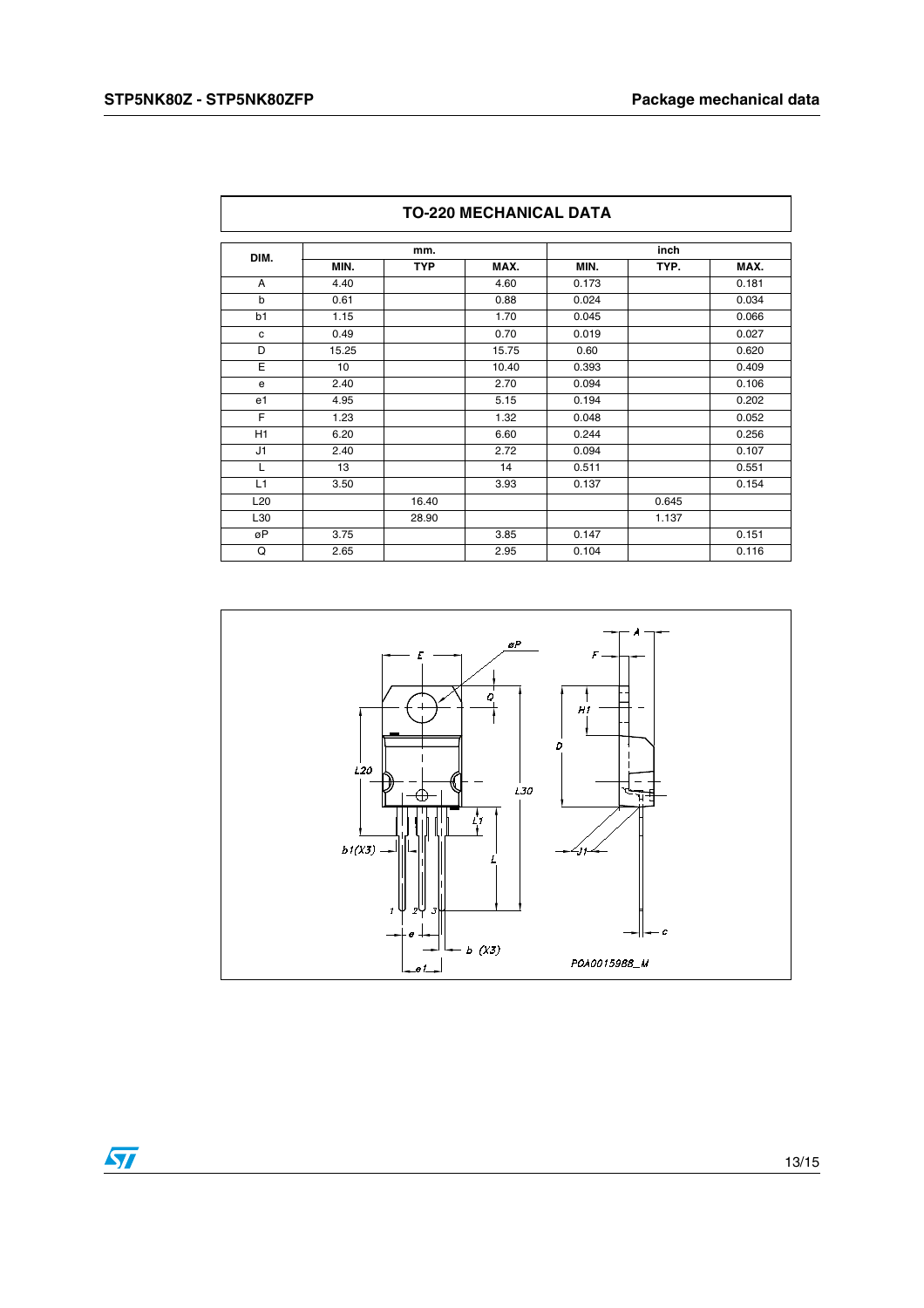| TO-220 MECHANICAL DATA | | | | | | |
|---|---|---|---|---|---|---|
| DIM. | mm. | | | inch | | |
| | MIN. | TYP | MAX. | MIN. | TYP. | MAX. |
| A | 4.40 | | 4.60 | 0.173 | | 0.181 |
| b | 0.61 | | 0.88 | 0.024 | | 0.034 |
| b1 | 1.15 | | 1.70 | 0.045 | | 0.066 |
| c | 0.49 | | 0.70 | 0.019 | | 0.027 |
| D | 15.25 | | 15.75 | 0.60 | | 0.620 |
| E | 10 | | 10.40 | 0.393 | | 0.409 |
| e | 2.40 | | 2.70 | 0.094 | | 0.106 |
| e1 | 4.95 | | 5.15 | 0.194 | | 0.202 |
| F | 1.23 | | 1.32 | 0.048 | | 0.052 |
| H1 | 6.20 | | 6.60 | 0.244 | | 0.256 |
| J1 | 2.40 | | 2.72 | 0.094 | | 0.107 |
| L | 13 | | 14 | 0.511 | | 0.551 |
| L1 | 3.50 | | 3.93 | 0.137 | | 0.154 |
| L20 | | 16.40 | | | 0.645 | |
| L30 | | 28.90 | | | 1.137 | |
| øP | 3.75 | | 3.85 | 0.147 | | 0.151 |
| Q | 2.65 | | 2.95 | 0.104 | | 0.116 |

P0A0015988_M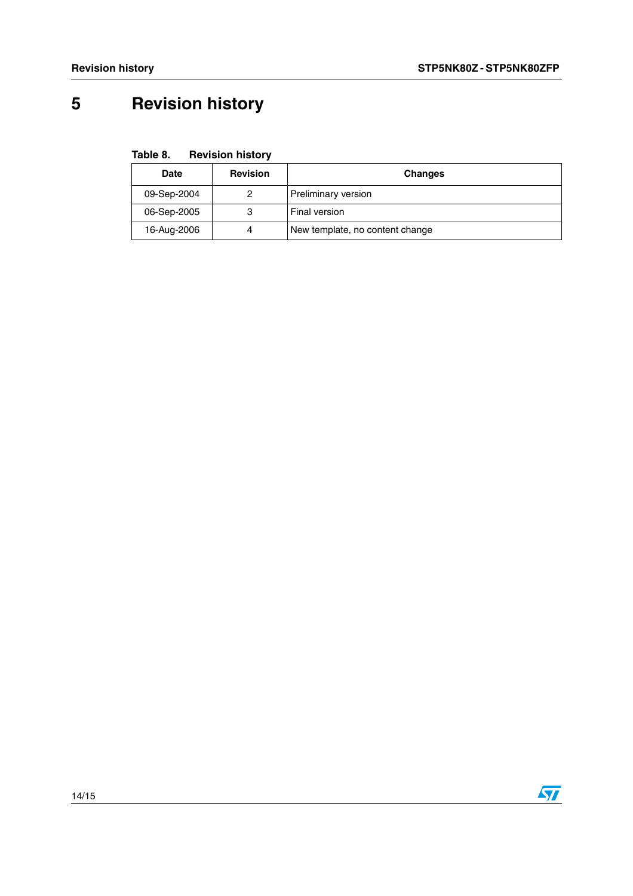# 5 Revision history

Table 8. Revision history

| Date | Revision | Changes |
|---|---|---|
| 09-Sep-2004 | 2 | Preliminary version |
| 06-Sep-2005 | 3 | Final version |
| 16-Aug-2006 | 4 | New template, no content change |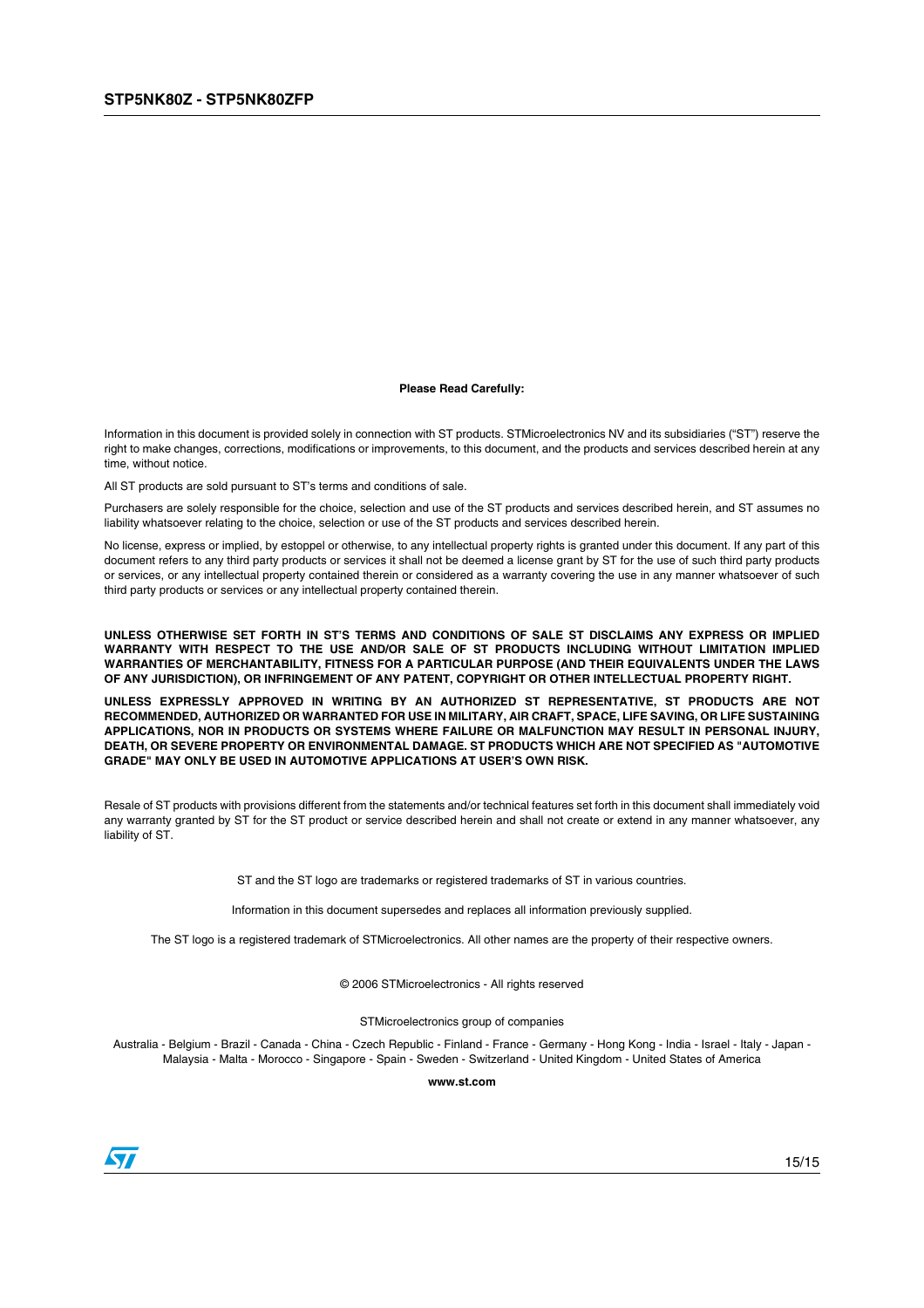**Please Read Carefully:**

Information in this document is provided solely in connection with ST products. STMicroelectronics NV and its subsidiaries ("ST") reserve the right to make changes, corrections, modifications or improvements, to this document, and the products and services described herein at any time, without notice.

All ST products are sold pursuant to ST's terms and conditions of sale.

Purchasers are solely responsible for the choice, selection and use of the ST products and services described herein, and ST assumes no liability whatsoever relating to the choice, selection or use of the ST products and services described herein.

No license, express or implied, by estoppel or otherwise, to any intellectual property rights is granted under this document. If any part of this document refers to any third party products or services it shall not be deemed a license grant by ST for the use of such third party products or services, or any intellectual property contained therein or considered as a warranty covering the use in any manner whatsoever of such third party products or services or any intellectual property contained therein.

**UNLESS OTHERWISE SET FORTH IN ST'S TERMS AND CONDITIONS OF SALE ST DISCLAIMS ANY EXPRESS OR IMPLIED WARRANTY WITH RESPECT TO THE USE AND/OR SALE OF ST PRODUCTS INCLUDING WITHOUT LIMITATION IMPLIED WARRANTIES OF MERCHANTABILITY, FITNESS FOR A PARTICULAR PURPOSE (AND THEIR EQUIVALENTS UNDER THE LAWS OF ANY JURISDICTION), OR INFRINGEMENT OF ANY PATENT, COPYRIGHT OR OTHER INTELLECTUAL PROPERTY RIGHT.**

**UNLESS EXPRESSLY APPROVED IN WRITING BY AN AUTHORIZED ST REPRESENTATIVE, ST PRODUCTS ARE NOT RECOMMENDED, AUTHORIZED OR WARRANTED FOR USE IN MILITARY, AIR CRAFT, SPACE, LIFE SAVING, OR LIFE SUSTAINING APPLICATIONS, NOR IN PRODUCTS OR SYSTEMS WHERE FAILURE OR MALFUNCTION MAY RESULT IN PERSONAL INJURY, DEATH, OR SEVERE PROPERTY OR ENVIRONMENTAL DAMAGE. ST PRODUCTS WHICH ARE NOT SPECIFIED AS "AUTOMOTIVE GRADE" MAY ONLY BE USED IN AUTOMOTIVE APPLICATIONS AT USER'S OWN RISK.**

Resale of ST products with provisions different from the statements and/or technical features set forth in this document shall immediately void any warranty granted by ST for the ST product or service described herein and shall not create or extend in any manner whatsoever, any liability of ST.

ST and the ST logo are trademarks or registered trademarks of ST in various countries.

Information in this document supersedes and replaces all information previously supplied.

The ST logo is a registered trademark of STMicroelectronics. All other names are the property of their respective owners.

© 2006 STMicroelectronics - All rights reserved

STMicroelectronics group of companies

Australia - Belgium - Brazil - Canada - China - Czech Republic - Finland - France - Germany - Hong Kong - India - Israel - Italy - Japan - Malaysia - Malta - Morocco - Singapore - Spain - Sweden - Switzerland - United Kingdom - United States of America

**www.st.com**